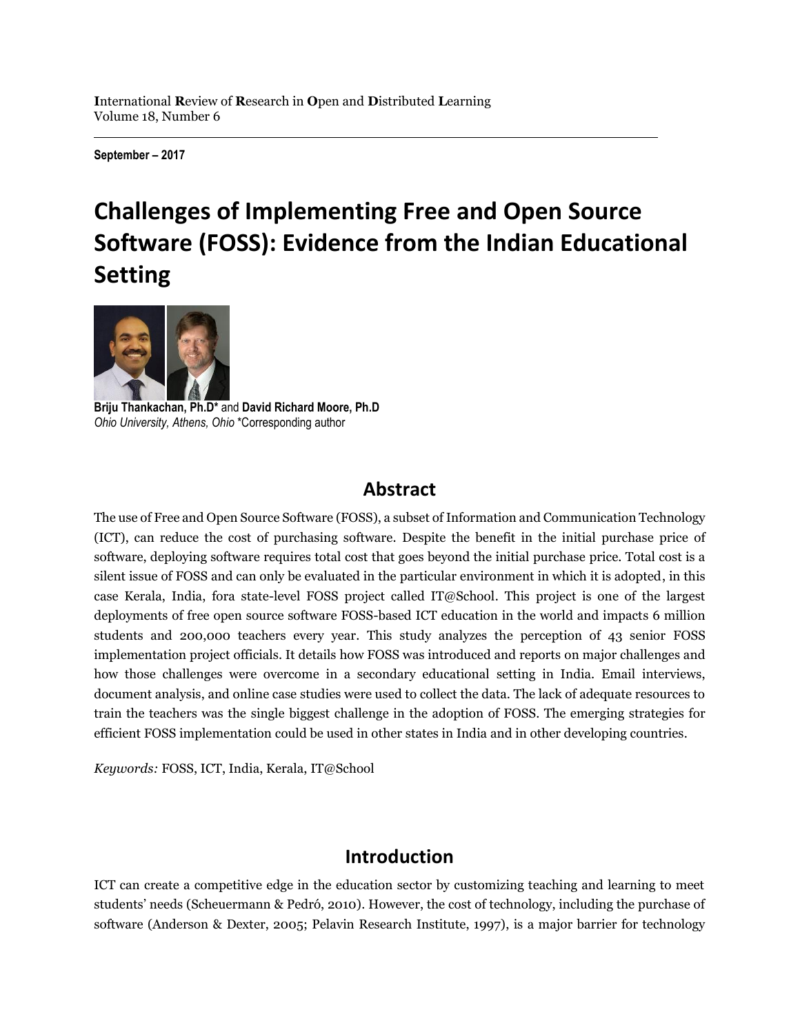**I**nternational **R**eview of **R**esearch in **O**pen and **D**istributed **L**earning
Volume 18, Number 6

**September – 2017**

# Challenges of Implementing Free and Open Source Software (FOSS): Evidence from the Indian Educational Setting

**Briju Thankachan, Ph.D*** and **David Richard Moore, Ph.D**
*Ohio University, Athens, Ohio* *Corresponding author

## Abstract

The use of Free and Open Source Software (FOSS), a subset of Information and Communication Technology (ICT), can reduce the cost of purchasing software. Despite the benefit in the initial purchase price of software, deploying software requires total cost that goes beyond the initial purchase price. Total cost is a silent issue of FOSS and can only be evaluated in the particular environment in which it is adopted, in this case Kerala, India, fora state-level FOSS project called IT@School. This project is one of the largest deployments of free open source software FOSS-based ICT education in the world and impacts 6 million students and 200,000 teachers every year. This study analyzes the perception of 43 senior FOSS implementation project officials. It details how FOSS was introduced and reports on major challenges and how those challenges were overcome in a secondary educational setting in India. Email interviews, document analysis, and online case studies were used to collect the data. The lack of adequate resources to train the teachers was the single biggest challenge in the adoption of FOSS. The emerging strategies for efficient FOSS implementation could be used in other states in India and in other developing countries.

*Keywords:* FOSS, ICT, India, Kerala, IT@School

## Introduction

ICT can create a competitive edge in the education sector by customizing teaching and learning to meet students' needs (Scheuermann & Pedró, 2010). However, the cost of technology, including the purchase of software (Anderson & Dexter, 2005; Pelavin Research Institute, 1997), is a major barrier for technology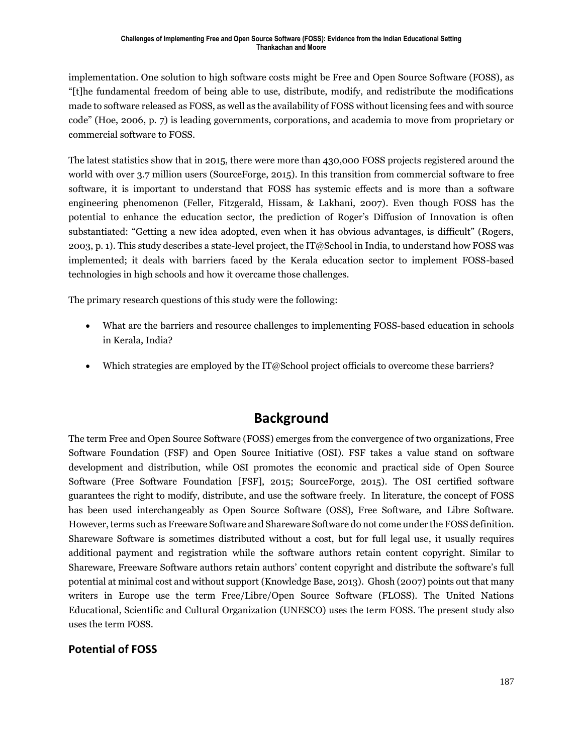implementation. One solution to high software costs might be Free and Open Source Software (FOSS), as "[t]he fundamental freedom of being able to use, distribute, modify, and redistribute the modifications made to software released as FOSS, as well as the availability of FOSS without licensing fees and with source code" (Hoe, 2006, p. 7) is leading governments, corporations, and academia to move from proprietary or commercial software to FOSS.

The latest statistics show that in 2015, there were more than 430,000 FOSS projects registered around the world with over 3.7 million users (SourceForge, 2015). In this transition from commercial software to free software, it is important to understand that FOSS has systemic effects and is more than a software engineering phenomenon (Feller, Fitzgerald, Hissam, & Lakhani, 2007). Even though FOSS has the potential to enhance the education sector, the prediction of Roger's Diffusion of Innovation is often substantiated: "Getting a new idea adopted, even when it has obvious advantages, is difficult" (Rogers, 2003, p. 1). This study describes a state-level project, the IT@School in India, to understand how FOSS was implemented; it deals with barriers faced by the Kerala education sector to implement FOSS-based technologies in high schools and how it overcame those challenges.

The primary research questions of this study were the following:

- What are the barriers and resource challenges to implementing FOSS-based education in schools in Kerala, India?
- Which strategies are employed by the IT@School project officials to overcome these barriers?

# Background

The term Free and Open Source Software (FOSS) emerges from the convergence of two organizations, Free Software Foundation (FSF) and Open Source Initiative (OSI). FSF takes a value stand on software development and distribution, while OSI promotes the economic and practical side of Open Source Software (Free Software Foundation [FSF], 2015; SourceForge, 2015). The OSI certified software guarantees the right to modify, distribute, and use the software freely. In literature, the concept of FOSS has been used interchangeably as Open Source Software (OSS), Free Software, and Libre Software. However, terms such as Freeware Software and Shareware Software do not come under the FOSS definition. Shareware Software is sometimes distributed without a cost, but for full legal use, it usually requires additional payment and registration while the software authors retain content copyright. Similar to Shareware, Freeware Software authors retain authors' content copyright and distribute the software's full potential at minimal cost and without support (Knowledge Base, 2013). Ghosh (2007) points out that many writers in Europe use the term Free/Libre/Open Source Software (FLOSS). The United Nations Educational, Scientific and Cultural Organization (UNESCO) uses the term FOSS. The present study also uses the term FOSS.

## Potential of FOSS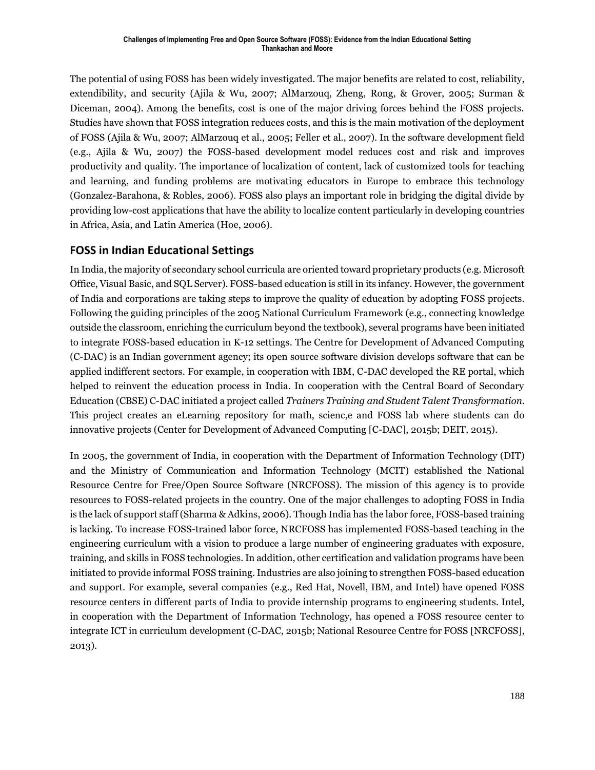The potential of using FOSS has been widely investigated. The major benefits are related to cost, reliability, extendibility, and security (Ajila & Wu, 2007; AlMarzouq, Zheng, Rong, & Grover, 2005; Surman & Diceman, 2004). Among the benefits, cost is one of the major driving forces behind the FOSS projects. Studies have shown that FOSS integration reduces costs, and this is the main motivation of the deployment of FOSS (Ajila & Wu, 2007; AlMarzouq et al., 2005; Feller et al., 2007). In the software development field (e.g., Ajila & Wu, 2007) the FOSS-based development model reduces cost and risk and improves productivity and quality. The importance of localization of content, lack of customized tools for teaching and learning, and funding problems are motivating educators in Europe to embrace this technology (Gonzalez-Barahona, & Robles, 2006). FOSS also plays an important role in bridging the digital divide by providing low-cost applications that have the ability to localize content particularly in developing countries in Africa, Asia, and Latin America (Hoe, 2006).

## FOSS in Indian Educational Settings

In India, the majority of secondary school curricula are oriented toward proprietary products (e.g. Microsoft Office, Visual Basic, and SQL Server). FOSS-based education is still in its infancy. However, the government of India and corporations are taking steps to improve the quality of education by adopting FOSS projects. Following the guiding principles of the 2005 National Curriculum Framework (e.g., connecting knowledge outside the classroom, enriching the curriculum beyond the textbook), several programs have been initiated to integrate FOSS-based education in K-12 settings. The Centre for Development of Advanced Computing (C-DAC) is an Indian government agency; its open source software division develops software that can be applied indifferent sectors. For example, in cooperation with IBM, C-DAC developed the RE portal, which helped to reinvent the education process in India. In cooperation with the Central Board of Secondary Education (CBSE) C-DAC initiated a project called *Trainers Training and Student Talent Transformation*. This project creates an eLearning repository for math, scienc,e and FOSS lab where students can do innovative projects (Center for Development of Advanced Computing [C-DAC], 2015b; DEIT, 2015).

In 2005, the government of India, in cooperation with the Department of Information Technology (DIT) and the Ministry of Communication and Information Technology (MCIT) established the National Resource Centre for Free/Open Source Software (NRCFOSS). The mission of this agency is to provide resources to FOSS-related projects in the country. One of the major challenges to adopting FOSS in India is the lack of support staff (Sharma & Adkins, 2006). Though India has the labor force, FOSS-based training is lacking. To increase FOSS-trained labor force, NRCFOSS has implemented FOSS-based teaching in the engineering curriculum with a vision to produce a large number of engineering graduates with exposure, training, and skills in FOSS technologies. In addition, other certification and validation programs have been initiated to provide informal FOSS training. Industries are also joining to strengthen FOSS-based education and support. For example, several companies (e.g., Red Hat, Novell, IBM, and Intel) have opened FOSS resource centers in different parts of India to provide internship programs to engineering students. Intel, in cooperation with the Department of Information Technology, has opened a FOSS resource center to integrate ICT in curriculum development (C-DAC, 2015b; National Resource Centre for FOSS [NRCFOSS], 2013).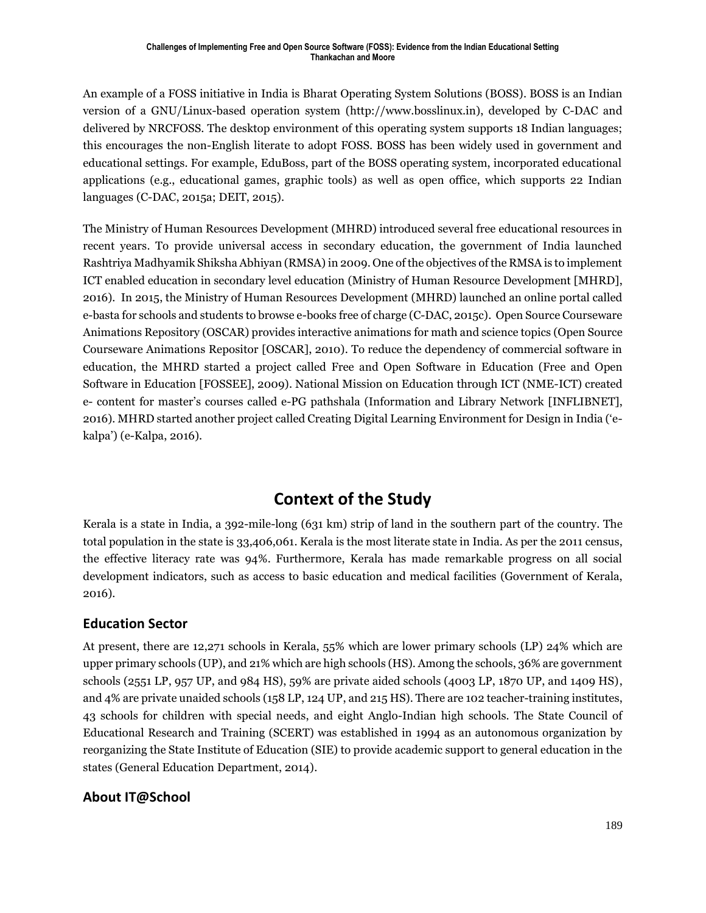An example of a FOSS initiative in India is Bharat Operating System Solutions (BOSS). BOSS is an Indian version of a GNU/Linux-based operation system (http://www.bosslinux.in), developed by C-DAC and delivered by NRCFOSS. The desktop environment of this operating system supports 18 Indian languages; this encourages the non-English literate to adopt FOSS. BOSS has been widely used in government and educational settings. For example, EduBoss, part of the BOSS operating system, incorporated educational applications (e.g., educational games, graphic tools) as well as open office, which supports 22 Indian languages (C-DAC, 2015a; DEIT, 2015).

The Ministry of Human Resources Development (MHRD) introduced several free educational resources in recent years. To provide universal access in secondary education, the government of India launched Rashtriya Madhyamik Shiksha Abhiyan (RMSA) in 2009. One of the objectives of the RMSA is to implement ICT enabled education in secondary level education (Ministry of Human Resource Development [MHRD], 2016). In 2015, the Ministry of Human Resources Development (MHRD) launched an online portal called e-basta for schools and students to browse e-books free of charge (C-DAC, 2015c). Open Source Courseware Animations Repository (OSCAR) provides interactive animations for math and science topics (Open Source Courseware Animations Repositor [OSCAR], 2010). To reduce the dependency of commercial software in education, the MHRD started a project called Free and Open Software in Education (Free and Open Software in Education [FOSSEE], 2009). National Mission on Education through ICT (NME-ICT) created e- content for master's courses called e-PG pathshala (Information and Library Network [INFLIBNET], 2016). MHRD started another project called Creating Digital Learning Environment for Design in India ('e-kalpa') (e-Kalpa, 2016).

# Context of the Study

Kerala is a state in India, a 392-mile-long (631 km) strip of land in the southern part of the country. The total population in the state is 33,406,061. Kerala is the most literate state in India. As per the 2011 census, the effective literacy rate was 94%. Furthermore, Kerala has made remarkable progress on all social development indicators, such as access to basic education and medical facilities (Government of Kerala, 2016).

## Education Sector

At present, there are 12,271 schools in Kerala, 55% which are lower primary schools (LP) 24% which are upper primary schools (UP), and 21% which are high schools (HS). Among the schools, 36% are government schools (2551 LP, 957 UP, and 984 HS), 59% are private aided schools (4003 LP, 1870 UP, and 1409 HS), and 4% are private unaided schools (158 LP, 124 UP, and 215 HS). There are 102 teacher-training institutes, 43 schools for children with special needs, and eight Anglo-Indian high schools. The State Council of Educational Research and Training (SCERT) was established in 1994 as an autonomous organization by reorganizing the State Institute of Education (SIE) to provide academic support to general education in the states (General Education Department, 2014).

## About IT@School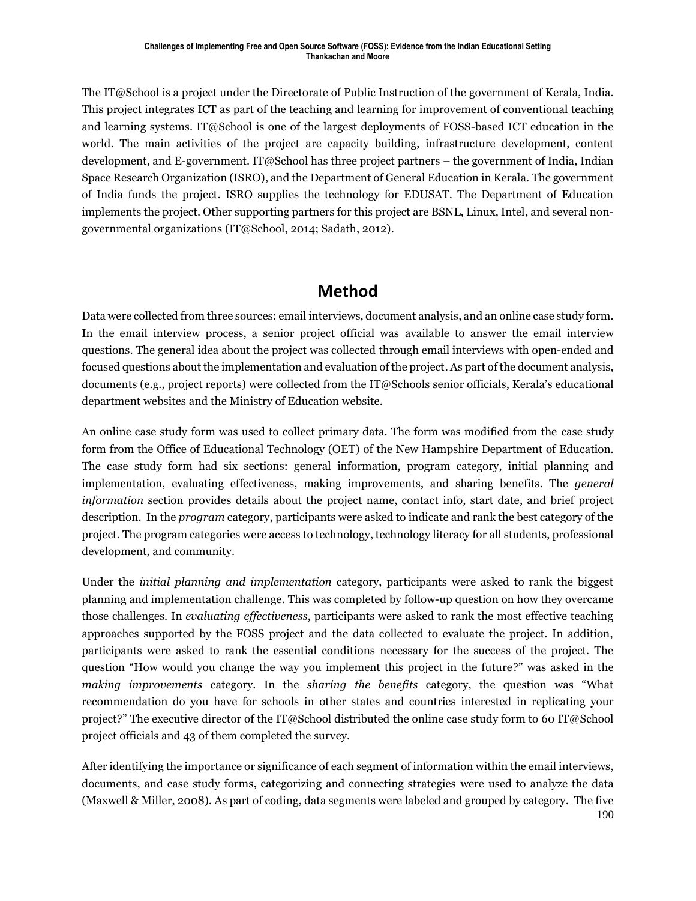The IT@School is a project under the Directorate of Public Instruction of the government of Kerala, India. This project integrates ICT as part of the teaching and learning for improvement of conventional teaching and learning systems. IT@School is one of the largest deployments of FOSS-based ICT education in the world. The main activities of the project are capacity building, infrastructure development, content development, and E-government. IT@School has three project partners – the government of India, Indian Space Research Organization (ISRO), and the Department of General Education in Kerala. The government of India funds the project. ISRO supplies the technology for EDUSAT. The Department of Education implements the project. Other supporting partners for this project are BSNL, Linux, Intel, and several non-governmental organizations (IT@School, 2014; Sadath, 2012).

## Method

Data were collected from three sources: email interviews, document analysis, and an online case study form. In the email interview process, a senior project official was available to answer the email interview questions. The general idea about the project was collected through email interviews with open-ended and focused questions about the implementation and evaluation of the project. As part of the document analysis, documents (e.g., project reports) were collected from the IT@Schools senior officials, Kerala's educational department websites and the Ministry of Education website.

An online case study form was used to collect primary data. The form was modified from the case study form from the Office of Educational Technology (OET) of the New Hampshire Department of Education. The case study form had six sections: general information, program category, initial planning and implementation, evaluating effectiveness, making improvements, and sharing benefits. The *general information* section provides details about the project name, contact info, start date, and brief project description. In the *program* category, participants were asked to indicate and rank the best category of the project. The program categories were access to technology, technology literacy for all students, professional development, and community.

Under the *initial planning and implementation* category, participants were asked to rank the biggest planning and implementation challenge. This was completed by follow-up question on how they overcame those challenges. In *evaluating effectiveness*, participants were asked to rank the most effective teaching approaches supported by the FOSS project and the data collected to evaluate the project. In addition, participants were asked to rank the essential conditions necessary for the success of the project. The question "How would you change the way you implement this project in the future?" was asked in the *making improvements* category. In the *sharing the benefits* category, the question was "What recommendation do you have for schools in other states and countries interested in replicating your project?" The executive director of the IT@School distributed the online case study form to 60 IT@School project officials and 43 of them completed the survey.

After identifying the importance or significance of each segment of information within the email interviews, documents, and case study forms, categorizing and connecting strategies were used to analyze the data (Maxwell & Miller, 2008). As part of coding, data segments were labeled and grouped by category. The five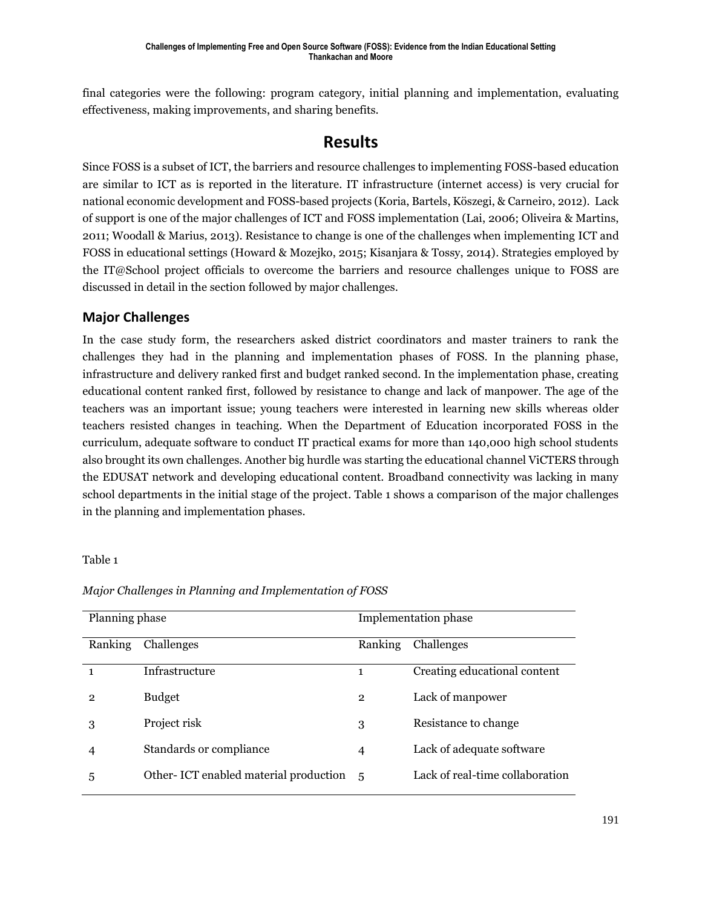final categories were the following: program category, initial planning and implementation, evaluating effectiveness, making improvements, and sharing benefits.

# Results

Since FOSS is a subset of ICT, the barriers and resource challenges to implementing FOSS-based education are similar to ICT as is reported in the literature. IT infrastructure (internet access) is very crucial for national economic development and FOSS-based projects (Koria, Bartels, Köszegi, & Carneiro, 2012). Lack of support is one of the major challenges of ICT and FOSS implementation (Lai, 2006; Oliveira & Martins, 2011; Woodall & Marius, 2013). Resistance to change is one of the challenges when implementing ICT and FOSS in educational settings (Howard & Mozejko, 2015; Kisanjara & Tossy, 2014). Strategies employed by the IT@School project officials to overcome the barriers and resource challenges unique to FOSS are discussed in detail in the section followed by major challenges.

## Major Challenges

In the case study form, the researchers asked district coordinators and master trainers to rank the challenges they had in the planning and implementation phases of FOSS. In the planning phase, infrastructure and delivery ranked first and budget ranked second. In the implementation phase, creating educational content ranked first, followed by resistance to change and lack of manpower. The age of the teachers was an important issue; young teachers were interested in learning new skills whereas older teachers resisted changes in teaching. When the Department of Education incorporated FOSS in the curriculum, adequate software to conduct IT practical exams for more than 140,000 high school students also brought its own challenges. Another big hurdle was starting the educational channel ViCTERS through the EDUSAT network and developing educational content. Broadband connectivity was lacking in many school departments in the initial stage of the project. Table 1 shows a comparison of the major challenges in the planning and implementation phases.

Table 1

*Major Challenges in Planning and Implementation of FOSS*

| Planning phase | | Implementation phase | |
|---|---|---|---|
| Ranking | Challenges | Ranking | Challenges |
| 1 | Infrastructure | 1 | Creating educational content |
| 2 | Budget | 2 | Lack of manpower |
| 3 | Project risk | 3 | Resistance to change |
| 4 | Standards or compliance | 4 | Lack of adequate software |
| 5 | Other- ICT enabled material production | 5 | Lack of real-time collaboration |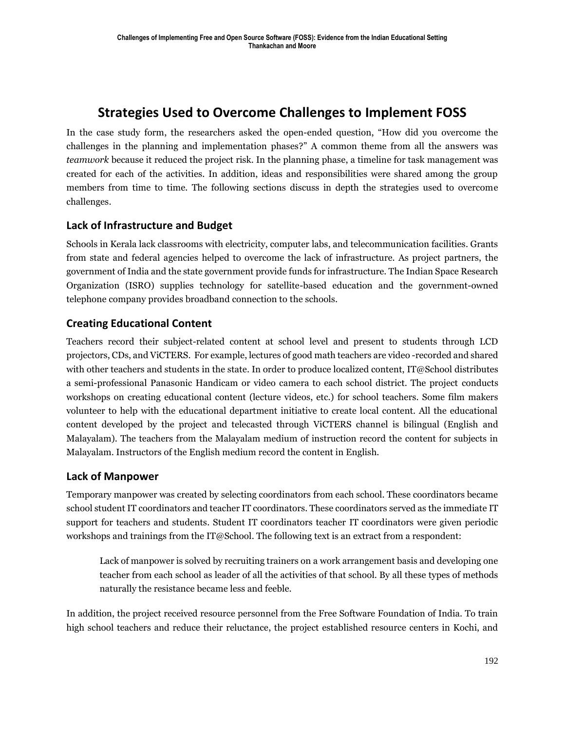## Strategies Used to Overcome Challenges to Implement FOSS

In the case study form, the researchers asked the open-ended question, "How did you overcome the challenges in the planning and implementation phases?" A common theme from all the answers was *teamwork* because it reduced the project risk. In the planning phase, a timeline for task management was created for each of the activities. In addition, ideas and responsibilities were shared among the group members from time to time. The following sections discuss in depth the strategies used to overcome challenges.

### Lack of Infrastructure and Budget

Schools in Kerala lack classrooms with electricity, computer labs, and telecommunication facilities. Grants from state and federal agencies helped to overcome the lack of infrastructure. As project partners, the government of India and the state government provide funds for infrastructure. The Indian Space Research Organization (ISRO) supplies technology for satellite-based education and the government-owned telephone company provides broadband connection to the schools.

### Creating Educational Content

Teachers record their subject-related content at school level and present to students through LCD projectors, CDs, and ViCTERS. For example, lectures of good math teachers are video -recorded and shared with other teachers and students in the state. In order to produce localized content, IT@School distributes a semi-professional Panasonic Handicam or video camera to each school district. The project conducts workshops on creating educational content (lecture videos, etc.) for school teachers. Some film makers volunteer to help with the educational department initiative to create local content. All the educational content developed by the project and telecasted through ViCTERS channel is bilingual (English and Malayalam). The teachers from the Malayalam medium of instruction record the content for subjects in Malayalam. Instructors of the English medium record the content in English.

### Lack of Manpower

Temporary manpower was created by selecting coordinators from each school. These coordinators became school student IT coordinators and teacher IT coordinators. These coordinators served as the immediate IT support for teachers and students. Student IT coordinators teacher IT coordinators were given periodic workshops and trainings from the IT@School. The following text is an extract from a respondent:

> Lack of manpower is solved by recruiting trainers on a work arrangement basis and developing one teacher from each school as leader of all the activities of that school. By all these types of methods naturally the resistance became less and feeble.

In addition, the project received resource personnel from the Free Software Foundation of India. To train high school teachers and reduce their reluctance, the project established resource centers in Kochi, and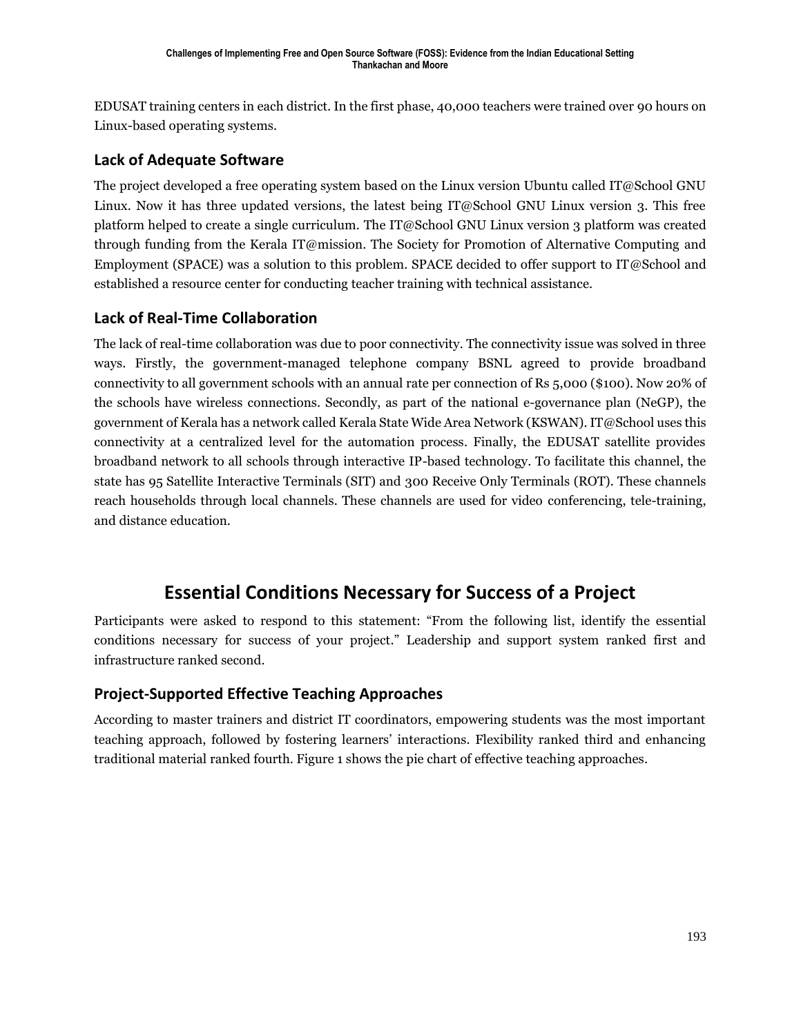EDUSAT training centers in each district. In the first phase, 40,000 teachers were trained over 90 hours on Linux-based operating systems.

### Lack of Adequate Software

The project developed a free operating system based on the Linux version Ubuntu called IT@School GNU Linux. Now it has three updated versions, the latest being IT@School GNU Linux version 3. This free platform helped to create a single curriculum. The IT@School GNU Linux version 3 platform was created through funding from the Kerala IT@mission. The Society for Promotion of Alternative Computing and Employment (SPACE) was a solution to this problem. SPACE decided to offer support to IT@School and established a resource center for conducting teacher training with technical assistance.

### Lack of Real-Time Collaboration

The lack of real-time collaboration was due to poor connectivity. The connectivity issue was solved in three ways. Firstly, the government-managed telephone company BSNL agreed to provide broadband connectivity to all government schools with an annual rate per connection of Rs 5,000 ($100). Now 20% of the schools have wireless connections. Secondly, as part of the national e-governance plan (NeGP), the government of Kerala has a network called Kerala State Wide Area Network (KSWAN). IT@School uses this connectivity at a centralized level for the automation process. Finally, the EDUSAT satellite provides broadband network to all schools through interactive IP-based technology. To facilitate this channel, the state has 95 Satellite Interactive Terminals (SIT) and 300 Receive Only Terminals (ROT). These channels reach households through local channels. These channels are used for video conferencing, tele-training, and distance education.

## Essential Conditions Necessary for Success of a Project

Participants were asked to respond to this statement: "From the following list, identify the essential conditions necessary for success of your project." Leadership and support system ranked first and infrastructure ranked second.

### Project-Supported Effective Teaching Approaches

According to master trainers and district IT coordinators, empowering students was the most important teaching approach, followed by fostering learners' interactions. Flexibility ranked third and enhancing traditional material ranked fourth. Figure 1 shows the pie chart of effective teaching approaches.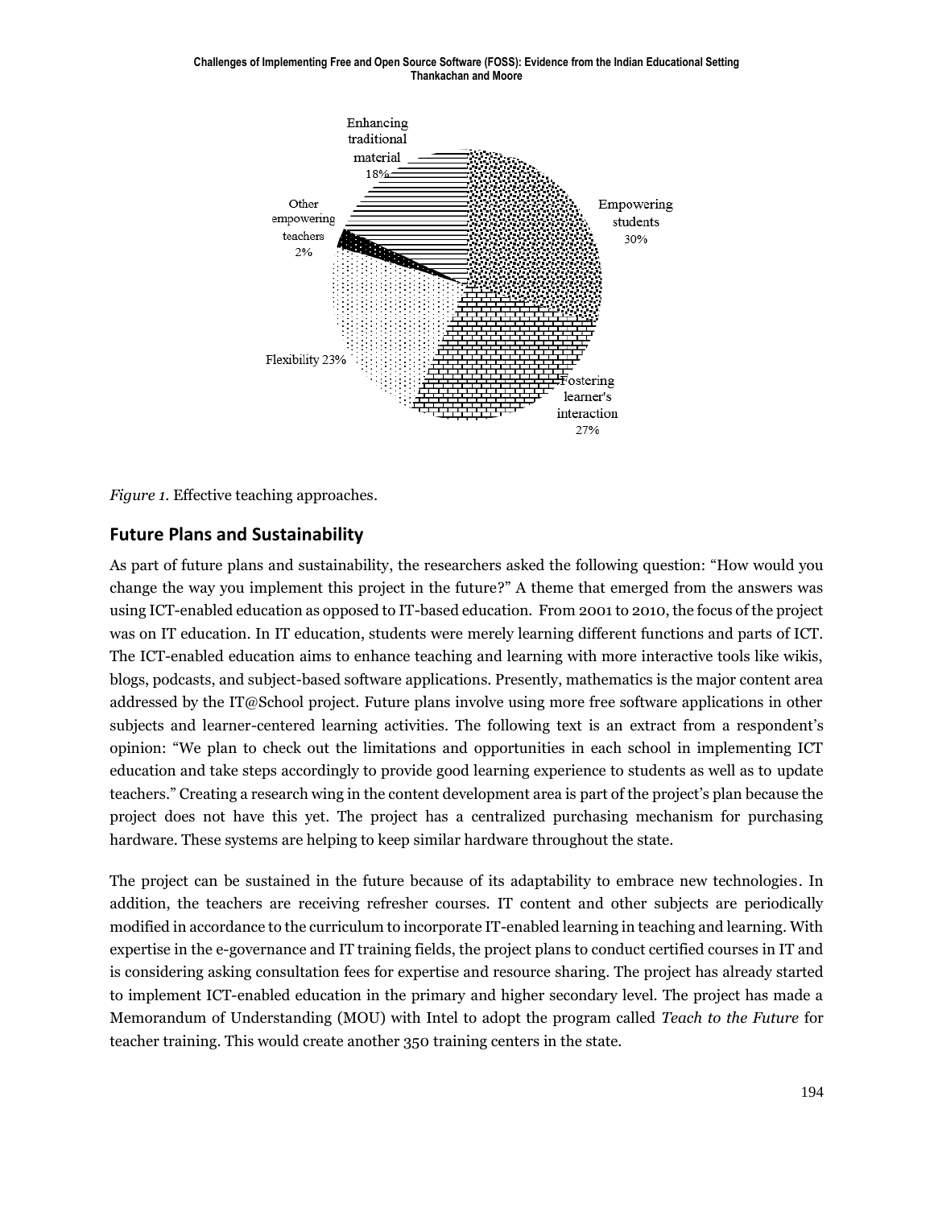*Figure 1.* Effective teaching approaches.

## Future Plans and Sustainability

As part of future plans and sustainability, the researchers asked the following question: "How would you change the way you implement this project in the future?" A theme that emerged from the answers was using ICT-enabled education as opposed to IT-based education. From 2001 to 2010, the focus of the project was on IT education. In IT education, students were merely learning different functions and parts of ICT. The ICT-enabled education aims to enhance teaching and learning with more interactive tools like wikis, blogs, podcasts, and subject-based software applications. Presently, mathematics is the major content area addressed by the IT@School project. Future plans involve using more free software applications in other subjects and learner-centered learning activities. The following text is an extract from a respondent's opinion: "We plan to check out the limitations and opportunities in each school in implementing ICT education and take steps accordingly to provide good learning experience to students as well as to update teachers." Creating a research wing in the content development area is part of the project's plan because the project does not have this yet. The project has a centralized purchasing mechanism for purchasing hardware. These systems are helping to keep similar hardware throughout the state.

The project can be sustained in the future because of its adaptability to embrace new technologies. In addition, the teachers are receiving refresher courses. IT content and other subjects are periodically modified in accordance to the curriculum to incorporate IT-enabled learning in teaching and learning. With expertise in the e-governance and IT training fields, the project plans to conduct certified courses in IT and is considering asking consultation fees for expertise and resource sharing. The project has already started to implement ICT-enabled education in the primary and higher secondary level. The project has made a Memorandum of Understanding (MOU) with Intel to adopt the program called *Teach to the Future* for teacher training. This would create another 350 training centers in the state.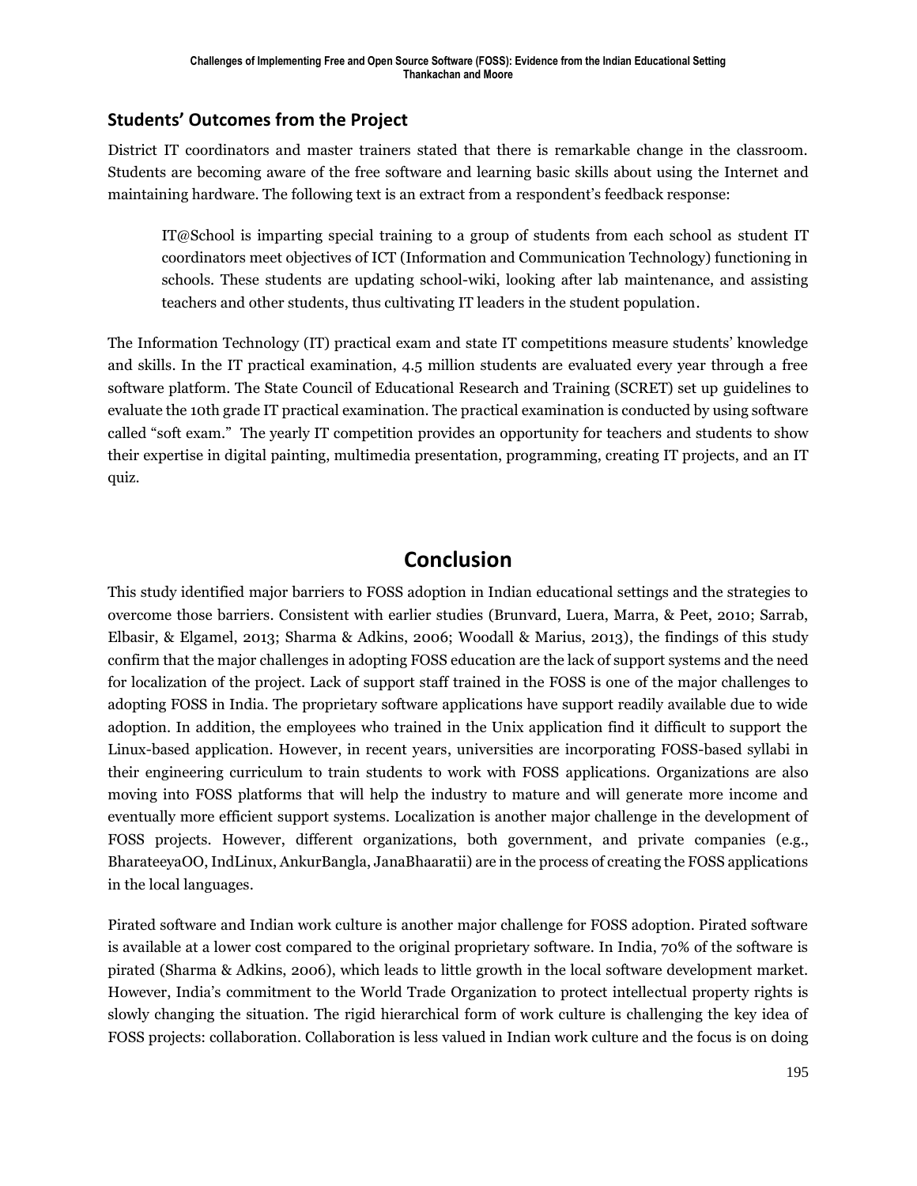### Students' Outcomes from the Project

District IT coordinators and master trainers stated that there is remarkable change in the classroom. Students are becoming aware of the free software and learning basic skills about using the Internet and maintaining hardware. The following text is an extract from a respondent's feedback response:

> IT@School is imparting special training to a group of students from each school as student IT coordinators meet objectives of ICT (Information and Communication Technology) functioning in schools. These students are updating school-wiki, looking after lab maintenance, and assisting teachers and other students, thus cultivating IT leaders in the student population.

The Information Technology (IT) practical exam and state IT competitions measure students' knowledge and skills. In the IT practical examination, 4.5 million students are evaluated every year through a free software platform. The State Council of Educational Research and Training (SCRET) set up guidelines to evaluate the 10th grade IT practical examination. The practical examination is conducted by using software called "soft exam." The yearly IT competition provides an opportunity for teachers and students to show their expertise in digital painting, multimedia presentation, programming, creating IT projects, and an IT quiz.

## Conclusion

This study identified major barriers to FOSS adoption in Indian educational settings and the strategies to overcome those barriers. Consistent with earlier studies (Brunvard, Luera, Marra, & Peet, 2010; Sarrab, Elbasir, & Elgamel, 2013; Sharma & Adkins, 2006; Woodall & Marius, 2013), the findings of this study confirm that the major challenges in adopting FOSS education are the lack of support systems and the need for localization of the project. Lack of support staff trained in the FOSS is one of the major challenges to adopting FOSS in India. The proprietary software applications have support readily available due to wide adoption. In addition, the employees who trained in the Unix application find it difficult to support the Linux-based application. However, in recent years, universities are incorporating FOSS-based syllabi in their engineering curriculum to train students to work with FOSS applications. Organizations are also moving into FOSS platforms that will help the industry to mature and will generate more income and eventually more efficient support systems. Localization is another major challenge in the development of FOSS projects. However, different organizations, both government, and private companies (e.g., BharateeyaOO, IndLinux, AnkurBangla, JanaBhaaratii) are in the process of creating the FOSS applications in the local languages.

Pirated software and Indian work culture is another major challenge for FOSS adoption. Pirated software is available at a lower cost compared to the original proprietary software. In India, 70% of the software is pirated (Sharma & Adkins, 2006), which leads to little growth in the local software development market. However, India's commitment to the World Trade Organization to protect intellectual property rights is slowly changing the situation. The rigid hierarchical form of work culture is challenging the key idea of FOSS projects: collaboration. Collaboration is less valued in Indian work culture and the focus is on doing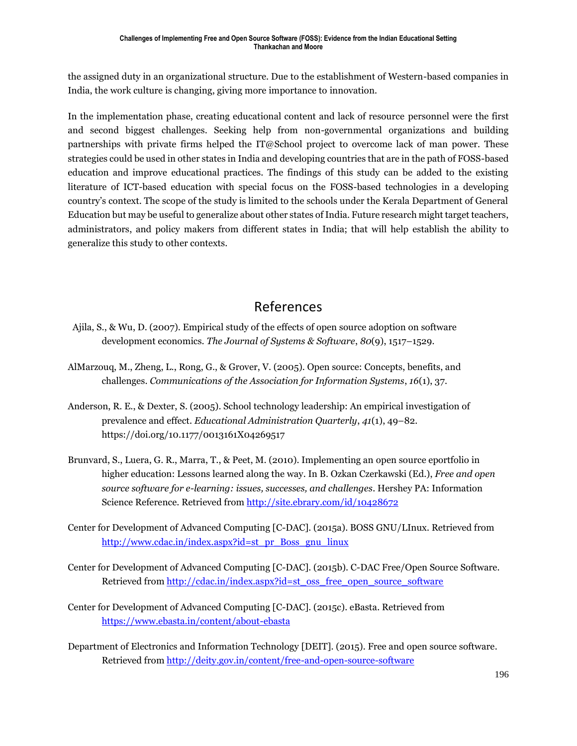the assigned duty in an organizational structure. Due to the establishment of Western-based companies in India, the work culture is changing, giving more importance to innovation.

In the implementation phase, creating educational content and lack of resource personnel were the first and second biggest challenges. Seeking help from non-governmental organizations and building partnerships with private firms helped the IT@School project to overcome lack of man power. These strategies could be used in other states in India and developing countries that are in the path of FOSS-based education and improve educational practices. The findings of this study can be added to the existing literature of ICT-based education with special focus on the FOSS-based technologies in a developing country's context. The scope of the study is limited to the schools under the Kerala Department of General Education but may be useful to generalize about other states of India. Future research might target teachers, administrators, and policy makers from different states in India; that will help establish the ability to generalize this study to other contexts.

# References

Ajila, S., & Wu, D. (2007). Empirical study of the effects of open source adoption on software development economics. *The Journal of Systems & Software*, *80*(9), 1517–1529.

AlMarzouq, M., Zheng, L., Rong, G., & Grover, V. (2005). Open source: Concepts, benefits, and challenges. *Communications of the Association for Information Systems*, *16*(1), 37.

Anderson, R. E., & Dexter, S. (2005). School technology leadership: An empirical investigation of prevalence and effect. *Educational Administration Quarterly*, *41*(1), 49–82. https://doi.org/10.1177/0013161X04269517

Brunvard, S., Luera, G. R., Marra, T., & Peet, M. (2010). Implementing an open source eportfolio in higher education: Lessons learned along the way. In B. Ozkan Czerkawski (Ed.), *Free and open source software for e-learning: issues, successes, and challenges*. Hershey PA: Information Science Reference. Retrieved from http://site.ebrary.com/id/10428672

Center for Development of Advanced Computing [C-DAC]. (2015a). BOSS GNU/LInux. Retrieved from http://www.cdac.in/index.aspx?id=st_pr_Boss_gnu_linux

Center for Development of Advanced Computing [C-DAC]. (2015b). C-DAC Free/Open Source Software. Retrieved from http://cdac.in/index.aspx?id=st_oss_free_open_source_software

Center for Development of Advanced Computing [C-DAC]. (2015c). eBasta. Retrieved from https://www.ebasta.in/content/about-ebasta

Department of Electronics and Information Technology [DEIT]. (2015). Free and open source software. Retrieved from http://deity.gov.in/content/free-and-open-source-software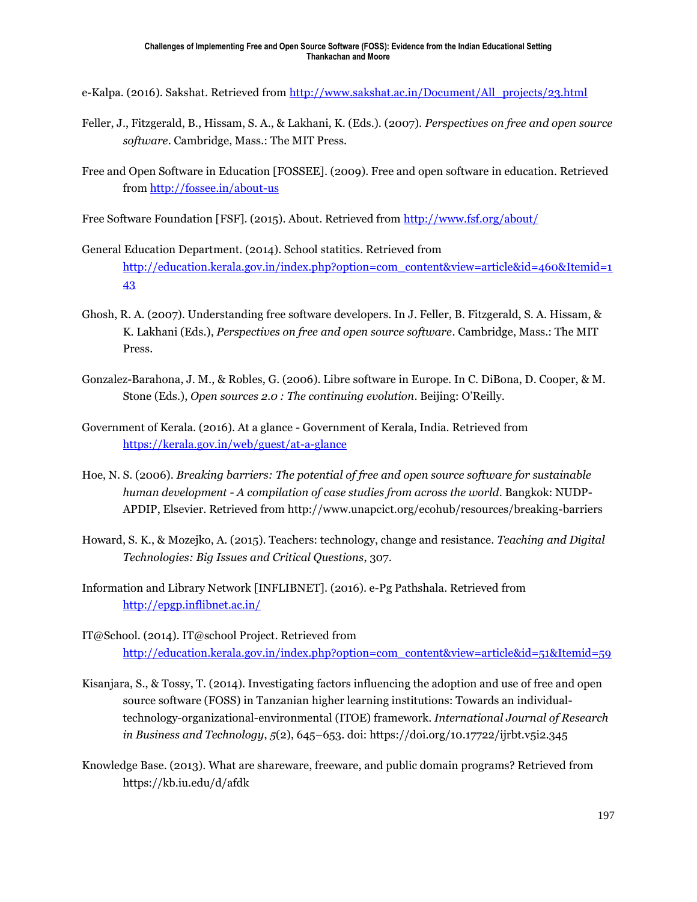e-Kalpa. (2016). Sakshat. Retrieved from http://www.sakshat.ac.in/Document/All_projects/23.html

Feller, J., Fitzgerald, B., Hissam, S. A., & Lakhani, K. (Eds.). (2007). *Perspectives on free and open source software*. Cambridge, Mass.: The MIT Press.

Free and Open Software in Education [FOSSEE]. (2009). Free and open software in education. Retrieved from http://fossee.in/about-us

Free Software Foundation [FSF]. (2015). About. Retrieved from http://www.fsf.org/about/

General Education Department. (2014). School statitics. Retrieved from http://education.kerala.gov.in/index.php?option=com_content&view=article&id=460&Itemid=143

Ghosh, R. A. (2007). Understanding free software developers. In J. Feller, B. Fitzgerald, S. A. Hissam, & K. Lakhani (Eds.), *Perspectives on free and open source software*. Cambridge, Mass.: The MIT Press.

Gonzalez-Barahona, J. M., & Robles, G. (2006). Libre software in Europe. In C. DiBona, D. Cooper, & M. Stone (Eds.), *Open sources 2.0 : The continuing evolution*. Beijing: O'Reilly.

Government of Kerala. (2016). At a glance - Government of Kerala, India. Retrieved from https://kerala.gov.in/web/guest/at-a-glance

Hoe, N. S. (2006). *Breaking barriers: The potential of free and open source software for sustainable human development - A compilation of case studies from across the world*. Bangkok: NUDP-APDIP, Elsevier. Retrieved from http://www.unapcict.org/ecohub/resources/breaking-barriers

Howard, S. K., & Mozejko, A. (2015). Teachers: technology, change and resistance. *Teaching and Digital Technologies: Big Issues and Critical Questions*, 307.

Information and Library Network [INFLIBNET]. (2016). e-Pg Pathshala. Retrieved from http://epgp.inflibnet.ac.in/

IT@School. (2014). IT@school Project. Retrieved from http://education.kerala.gov.in/index.php?option=com_content&view=article&id=51&Itemid=59

Kisanjara, S., & Tossy, T. (2014). Investigating factors influencing the adoption and use of free and open source software (FOSS) in Tanzanian higher learning institutions: Towards an individual-technology-organizational-environmental (ITOE) framework. *International Journal of Research in Business and Technology*, *5*(2), 645–653. doi: https://doi.org/10.17722/ijrbt.v5i2.345

Knowledge Base. (2013). What are shareware, freeware, and public domain programs? Retrieved from https://kb.iu.edu/d/afdk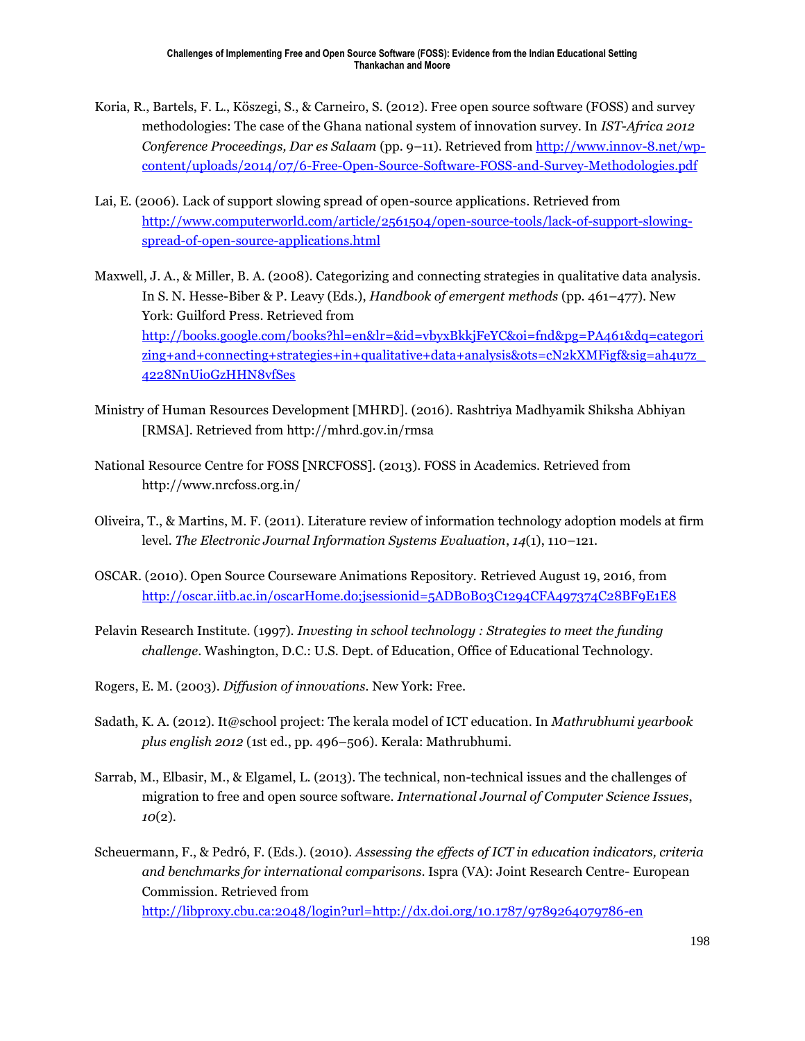Koria, R., Bartels, F. L., Köszegi, S., & Carneiro, S. (2012). Free open source software (FOSS) and survey methodologies: The case of the Ghana national system of innovation survey. In *IST-Africa 2012 Conference Proceedings, Dar es Salaam* (pp. 9–11). Retrieved from http://www.innov-8.net/wp-content/uploads/2014/07/6-Free-Open-Source-Software-FOSS-and-Survey-Methodologies.pdf

Lai, E. (2006). Lack of support slowing spread of open-source applications. Retrieved from http://www.computerworld.com/article/2561504/open-source-tools/lack-of-support-slowing-spread-of-open-source-applications.html

Maxwell, J. A., & Miller, B. A. (2008). Categorizing and connecting strategies in qualitative data analysis. In S. N. Hesse-Biber & P. Leavy (Eds.), *Handbook of emergent methods* (pp. 461–477). New York: Guilford Press. Retrieved from http://books.google.com/books?hl=en&lr=&id=vbyxBkkjFeYC&oi=fnd&pg=PA461&dq=categorizing+and+connecting+strategies+in+qualitative+data+analysis&ots=cN2kXMFigf&sig=ah4u7z_4228NnUioGzHHN8vfSes

Ministry of Human Resources Development [MHRD]. (2016). Rashtriya Madhyamik Shiksha Abhiyan [RMSA]. Retrieved from http://mhrd.gov.in/rmsa

National Resource Centre for FOSS [NRCFOSS]. (2013). FOSS in Academics. Retrieved from http://www.nrcfoss.org.in/

Oliveira, T., & Martins, M. F. (2011). Literature review of information technology adoption models at firm level. *The Electronic Journal Information Systems Evaluation*, *14*(1), 110–121.

OSCAR. (2010). Open Source Courseware Animations Repository. Retrieved August 19, 2016, from http://oscar.iitb.ac.in/oscarHome.do;jsessionid=5ADB0B03C1294CFA497374C28BF9E1E8

Pelavin Research Institute. (1997). *Investing in school technology : Strategies to meet the funding challenge*. Washington, D.C.: U.S. Dept. of Education, Office of Educational Technology.

Rogers, E. M. (2003). *Diffusion of innovations*. New York: Free.

Sadath, K. A. (2012). It@school project: The kerala model of ICT education. In *Mathrubhumi yearbook plus english 2012* (1st ed., pp. 496–506). Kerala: Mathrubhumi.

Sarrab, M., Elbasir, M., & Elgamel, L. (2013). The technical, non-technical issues and the challenges of migration to free and open source software. *International Journal of Computer Science Issues*, *10*(2).

Scheuermann, F., & Pedró, F. (Eds.). (2010). *Assessing the effects of ICT in education indicators, criteria and benchmarks for international comparisons*. Ispra (VA): Joint Research Centre- European Commission. Retrieved from http://libproxy.cbu.ca:2048/login?url=http://dx.doi.org/10.1787/9789264079786-en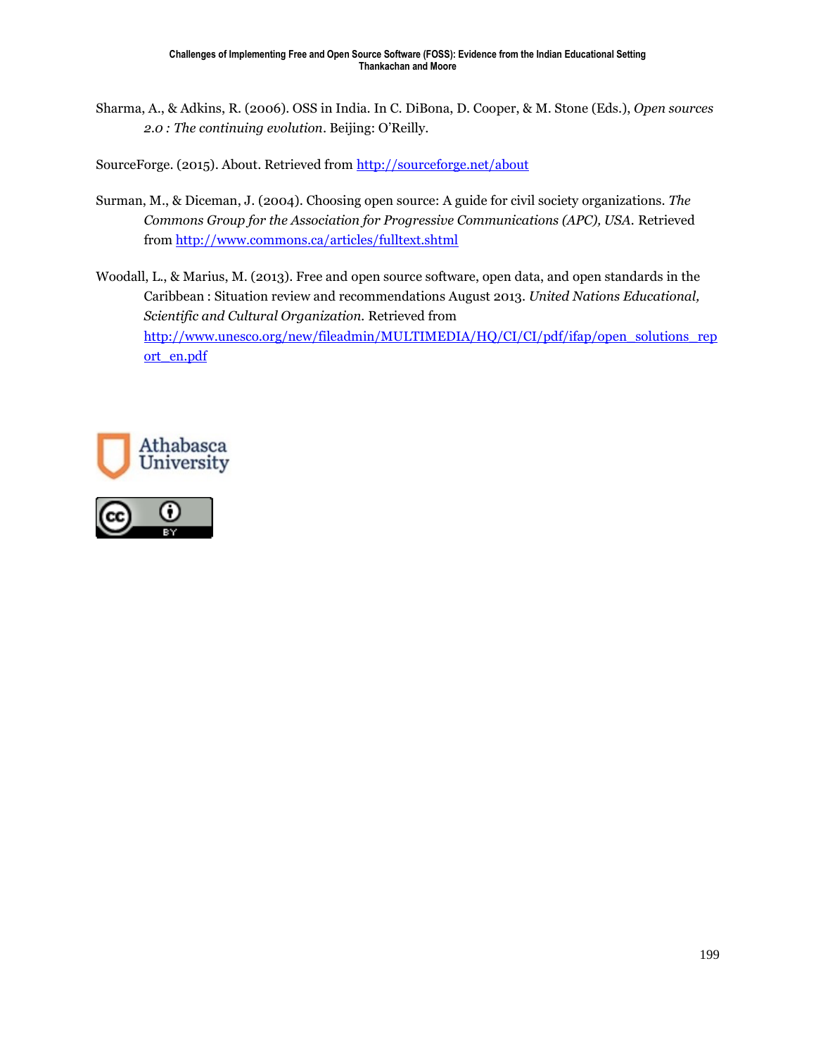Sharma, A., & Adkins, R. (2006). OSS in India. In C. DiBona, D. Cooper, & M. Stone (Eds.), *Open sources 2.0 : The continuing evolution*. Beijing: O'Reilly.

SourceForge. (2015). About. Retrieved from http://sourceforge.net/about

Surman, M., & Diceman, J. (2004). Choosing open source: A guide for civil society organizations. *The Commons Group for the Association for Progressive Communications (APC), USA.* Retrieved from http://www.commons.ca/articles/fulltext.shtml

Woodall, L., & Marius, M. (2013). Free and open source software, open data, and open standards in the Caribbean : Situation review and recommendations August 2013. *United Nations Educational, Scientific and Cultural Organization.* Retrieved from http://www.unesco.org/new/fileadmin/MULTIMEDIA/HQ/CI/CI/pdf/ifap/open_solutions_report_en.pdf

Athabasca University